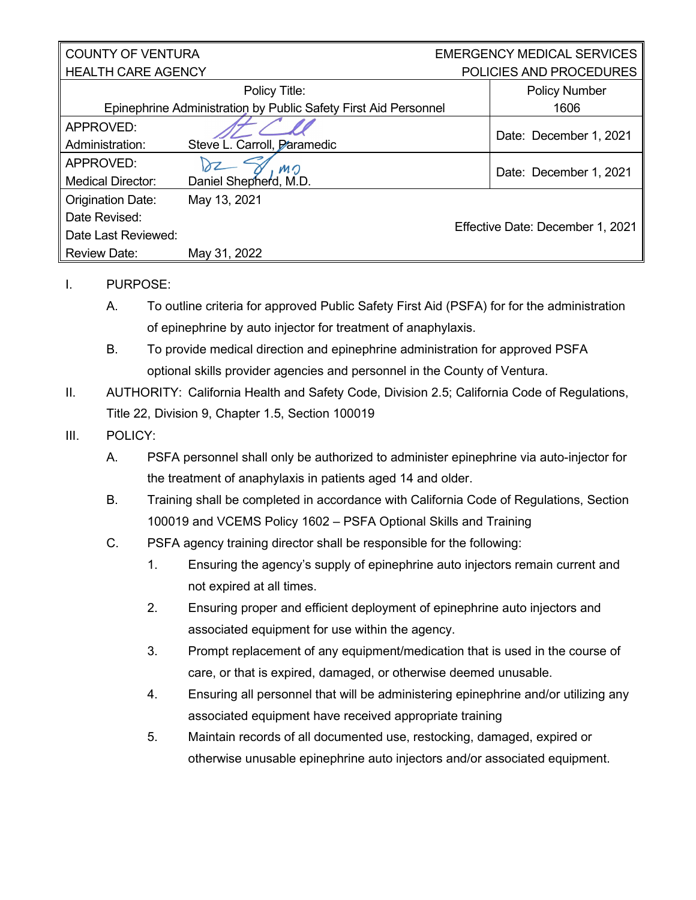| COUNTY OF VENTURA HEALTH CARE AGENCY | | EMERGENCY MEDICAL SERVICES POLICIES AND PROCEDURES |
|---|---|---|
| Policy Title: Epinephrine Administration by Public Safety First Aid Personnel | | Policy Number 1606 |
| APPROVED: Administration: | Steve L. Carroll, Paramedic | Date: December 1, 2021 |
| APPROVED: Medical Director: | Daniel Shepherd, M.D. | Date: December 1, 2021 |
| Origination Date: | May 13, 2021 | Effective Date: December 1, 2021 |
| Date Revised: | | |
| Date Last Reviewed: | | |
| Review Date: | May 31, 2022 | |

I. PURPOSE:

A. To outline criteria for approved Public Safety First Aid (PSFA) for for the administration of epinephrine by auto injector for treatment of anaphylaxis.

B. To provide medical direction and epinephrine administration for approved PSFA optional skills provider agencies and personnel in the County of Ventura.

II. AUTHORITY: California Health and Safety Code, Division 2.5; California Code of Regulations, Title 22, Division 9, Chapter 1.5, Section 100019

III. POLICY:

A. PSFA personnel shall only be authorized to administer epinephrine via auto-injector for the treatment of anaphylaxis in patients aged 14 and older.

B. Training shall be completed in accordance with California Code of Regulations, Section 100019 and VCEMS Policy 1602 – PSFA Optional Skills and Training

C. PSFA agency training director shall be responsible for the following:

1. Ensuring the agency's supply of epinephrine auto injectors remain current and not expired at all times.
2. Ensuring proper and efficient deployment of epinephrine auto injectors and associated equipment for use within the agency.
3. Prompt replacement of any equipment/medication that is used in the course of care, or that is expired, damaged, or otherwise deemed unusable.
4. Ensuring all personnel that will be administering epinephrine and/or utilizing any associated equipment have received appropriate training
5. Maintain records of all documented use, restocking, damaged, expired or otherwise unusable epinephrine auto injectors and/or associated equipment.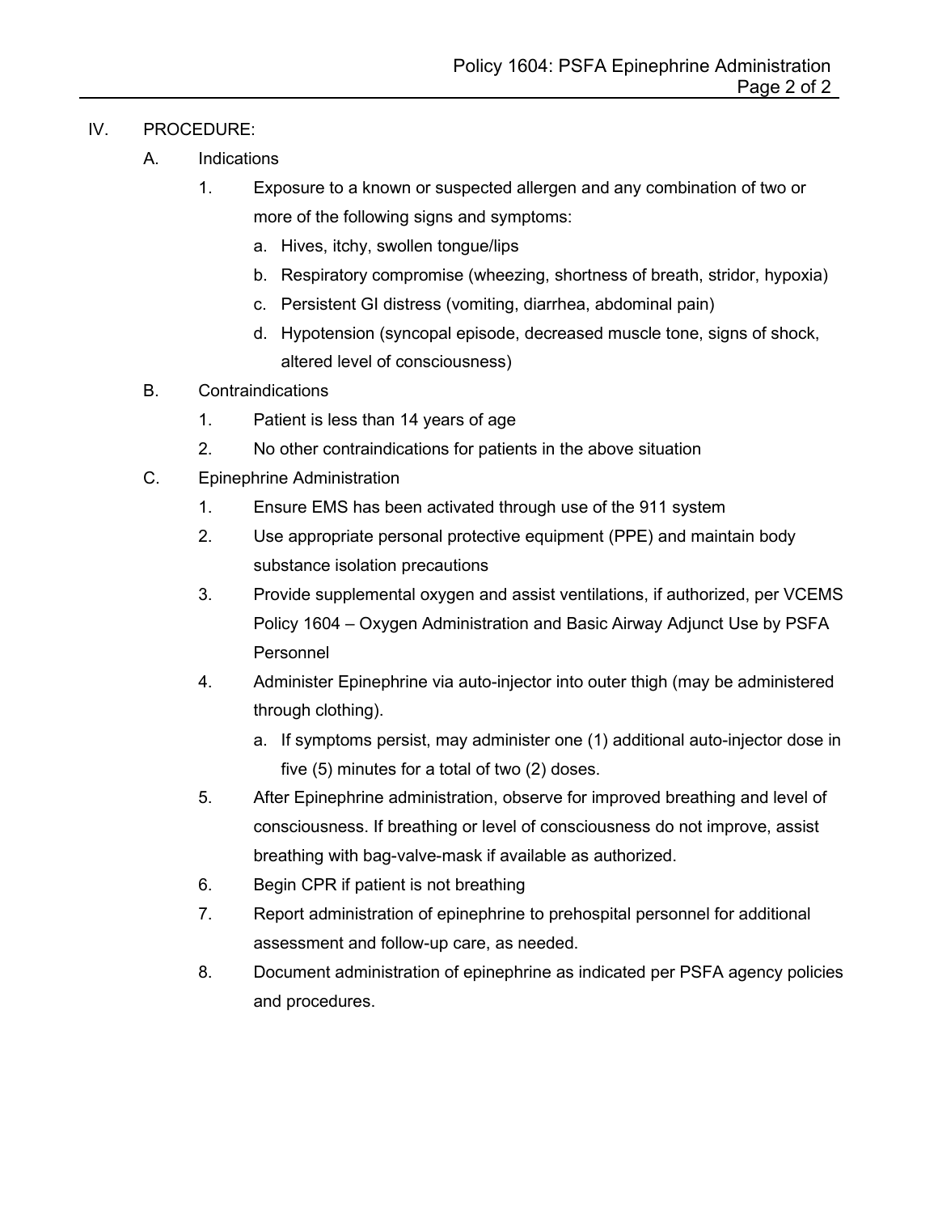IV. PROCEDURE:

A. Indications

1. Exposure to a known or suspected allergen and any combination of two or more of the following signs and symptoms:
   a. Hives, itchy, swollen tongue/lips
   b. Respiratory compromise (wheezing, shortness of breath, stridor, hypoxia)
   c. Persistent GI distress (vomiting, diarrhea, abdominal pain)
   d. Hypotension (syncopal episode, decreased muscle tone, signs of shock, altered level of consciousness)

B. Contraindications

1. Patient is less than 14 years of age
2. No other contraindications for patients in the above situation

C. Epinephrine Administration

1. Ensure EMS has been activated through use of the 911 system
2. Use appropriate personal protective equipment (PPE) and maintain body substance isolation precautions
3. Provide supplemental oxygen and assist ventilations, if authorized, per VCEMS Policy 1604 – Oxygen Administration and Basic Airway Adjunct Use by PSFA Personnel
4. Administer Epinephrine via auto-injector into outer thigh (may be administered through clothing).
   a. If symptoms persist, may administer one (1) additional auto-injector dose in five (5) minutes for a total of two (2) doses.
5. After Epinephrine administration, observe for improved breathing and level of consciousness. If breathing or level of consciousness do not improve, assist breathing with bag-valve-mask if available as authorized.
6. Begin CPR if patient is not breathing
7. Report administration of epinephrine to prehospital personnel for additional assessment and follow-up care, as needed.
8. Document administration of epinephrine as indicated per PSFA agency policies and procedures.